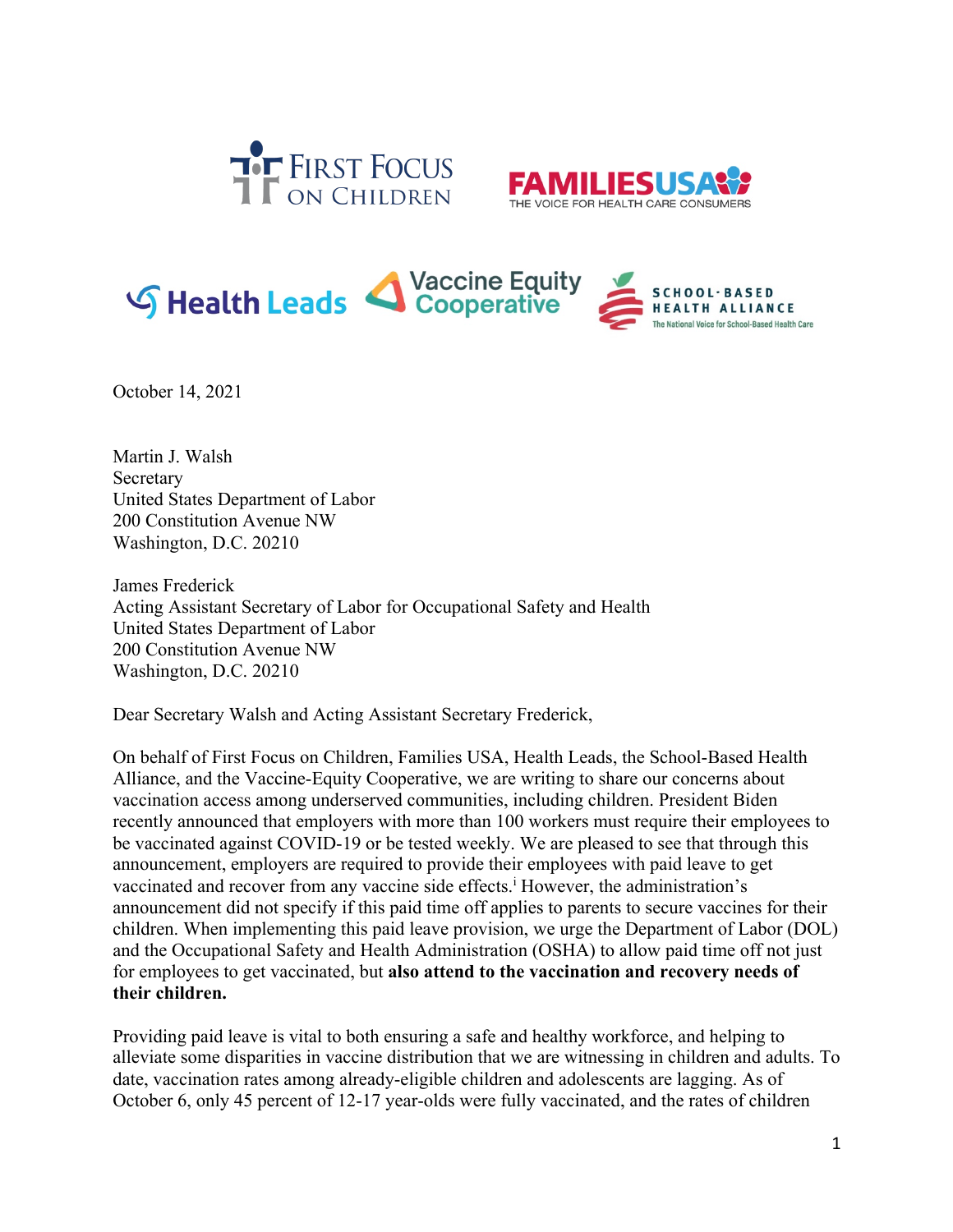October 14, 2021

Martin J. Walsh
Secretary
United States Department of Labor
200 Constitution Avenue NW
Washington, D.C. 20210

James Frederick
Acting Assistant Secretary of Labor for Occupational Safety and Health
United States Department of Labor
200 Constitution Avenue NW
Washington, D.C. 20210

Dear Secretary Walsh and Acting Assistant Secretary Frederick,

On behalf of First Focus on Children, Families USA, Health Leads, the School-Based Health Alliance, and the Vaccine-Equity Cooperative, we are writing to share our concerns about vaccination access among underserved communities, including children. President Biden recently announced that employers with more than 100 workers must require their employees to be vaccinated against COVID-19 or be tested weekly. We are pleased to see that through this announcement, employers are required to provide their employees with paid leave to get vaccinated and recover from any vaccine side effects.[i] However, the administration's announcement did not specify if this paid time off applies to parents to secure vaccines for their children. When implementing this paid leave provision, we urge the Department of Labor (DOL) and the Occupational Safety and Health Administration (OSHA) to allow paid time off not just for employees to get vaccinated, but **also attend to the vaccination and recovery needs of their children.**

Providing paid leave is vital to both ensuring a safe and healthy workforce, and helping to alleviate some disparities in vaccine distribution that we are witnessing in children and adults. To date, vaccination rates among already-eligible children and adolescents are lagging. As of October 6, only 45 percent of 12-17 year-olds were fully vaccinated, and the rates of children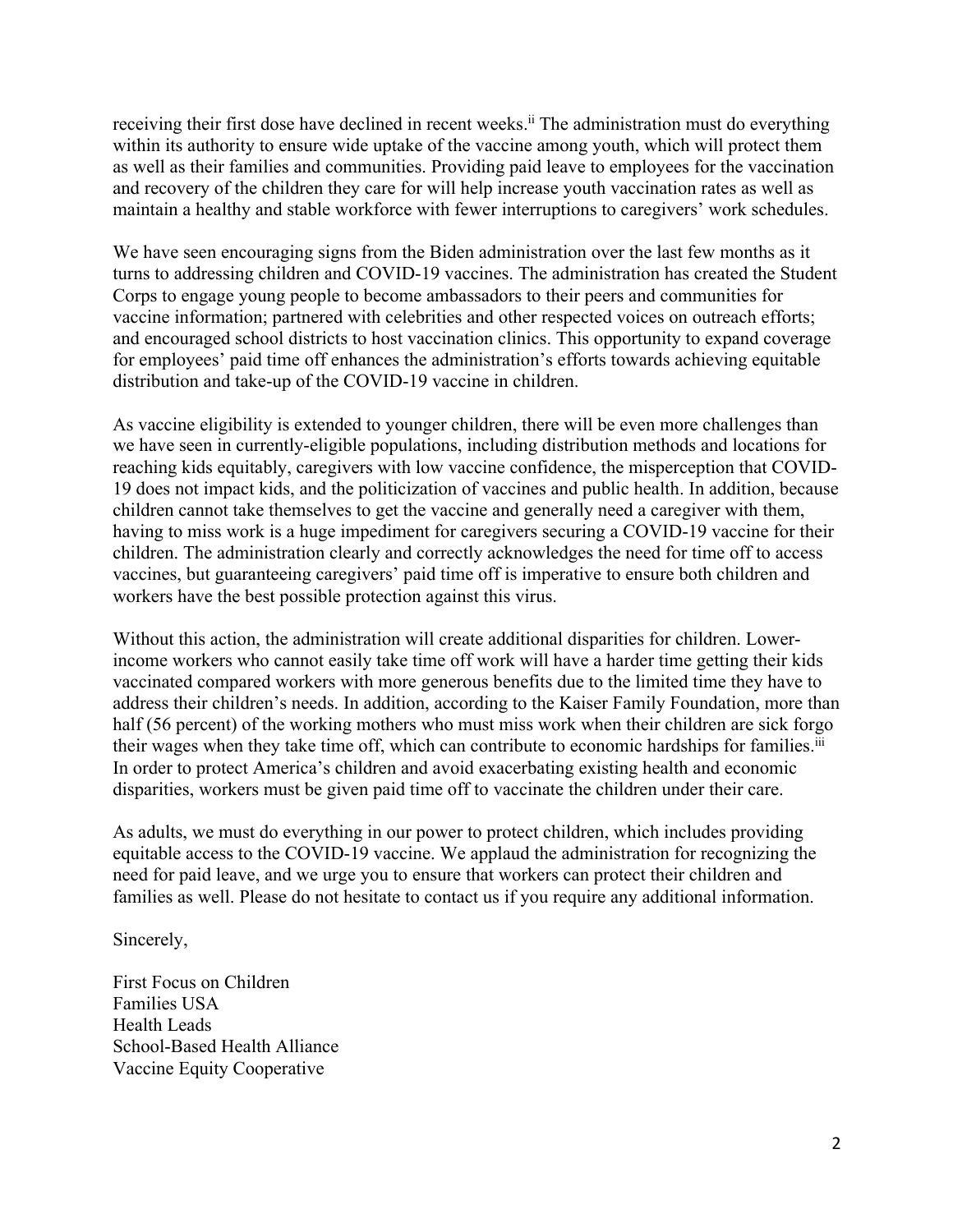receiving their first dose have declined in recent weeks.[ii] The administration must do everything within its authority to ensure wide uptake of the vaccine among youth, which will protect them as well as their families and communities. Providing paid leave to employees for the vaccination and recovery of the children they care for will help increase youth vaccination rates as well as maintain a healthy and stable workforce with fewer interruptions to caregivers' work schedules.

We have seen encouraging signs from the Biden administration over the last few months as it turns to addressing children and COVID-19 vaccines. The administration has created the Student Corps to engage young people to become ambassadors to their peers and communities for vaccine information; partnered with celebrities and other respected voices on outreach efforts; and encouraged school districts to host vaccination clinics. This opportunity to expand coverage for employees' paid time off enhances the administration's efforts towards achieving equitable distribution and take-up of the COVID-19 vaccine in children.

As vaccine eligibility is extended to younger children, there will be even more challenges than we have seen in currently-eligible populations, including distribution methods and locations for reaching kids equitably, caregivers with low vaccine confidence, the misperception that COVID-19 does not impact kids, and the politicization of vaccines and public health. In addition, because children cannot take themselves to get the vaccine and generally need a caregiver with them, having to miss work is a huge impediment for caregivers securing a COVID-19 vaccine for their children. The administration clearly and correctly acknowledges the need for time off to access vaccines, but guaranteeing caregivers' paid time off is imperative to ensure both children and workers have the best possible protection against this virus.

Without this action, the administration will create additional disparities for children. Lower-income workers who cannot easily take time off work will have a harder time getting their kids vaccinated compared workers with more generous benefits due to the limited time they have to address their children's needs. In addition, according to the Kaiser Family Foundation, more than half (56 percent) of the working mothers who must miss work when their children are sick forgo their wages when they take time off, which can contribute to economic hardships for families.[iii] In order to protect America's children and avoid exacerbating existing health and economic disparities, workers must be given paid time off to vaccinate the children under their care.

As adults, we must do everything in our power to protect children, which includes providing equitable access to the COVID-19 vaccine. We applaud the administration for recognizing the need for paid leave, and we urge you to ensure that workers can protect their children and families as well. Please do not hesitate to contact us if you require any additional information.

Sincerely,

First Focus on Children
Families USA
Health Leads
School-Based Health Alliance
Vaccine Equity Cooperative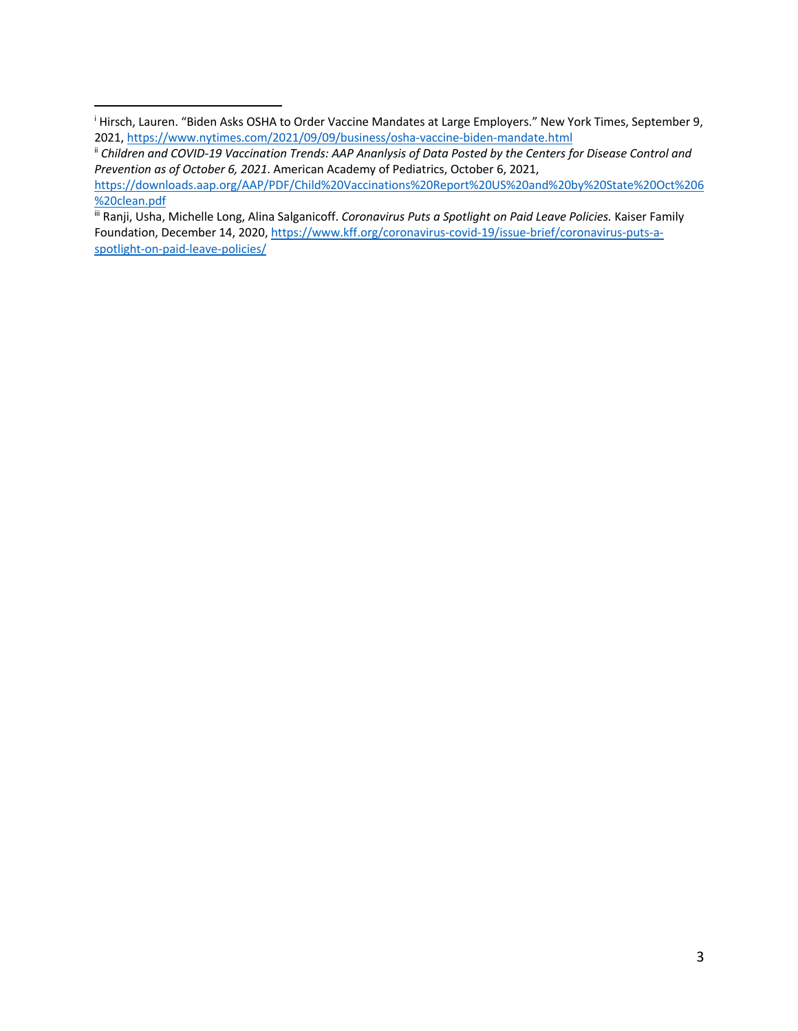---

[i] Hirsch, Lauren. "Biden Asks OSHA to Order Vaccine Mandates at Large Employers." New York Times, September 9, 2021, https://www.nytimes.com/2021/09/09/business/osha-vaccine-biden-mandate.html

[ii] *Children and COVID-19 Vaccination Trends: AAP Ananlysis of Data Posted by the Centers for Disease Control and Prevention as of October 6, 2021*. American Academy of Pediatrics, October 6, 2021, https://downloads.aap.org/AAP/PDF/Child%20Vaccinations%20Report%20US%20and%20by%20State%20Oct%206%20clean.pdf

[iii] Ranji, Usha, Michelle Long, Alina Salganicoff. *Coronavirus Puts a Spotlight on Paid Leave Policies.* Kaiser Family Foundation, December 14, 2020, https://www.kff.org/coronavirus-covid-19/issue-brief/coronavirus-puts-a-spotlight-on-paid-leave-policies/